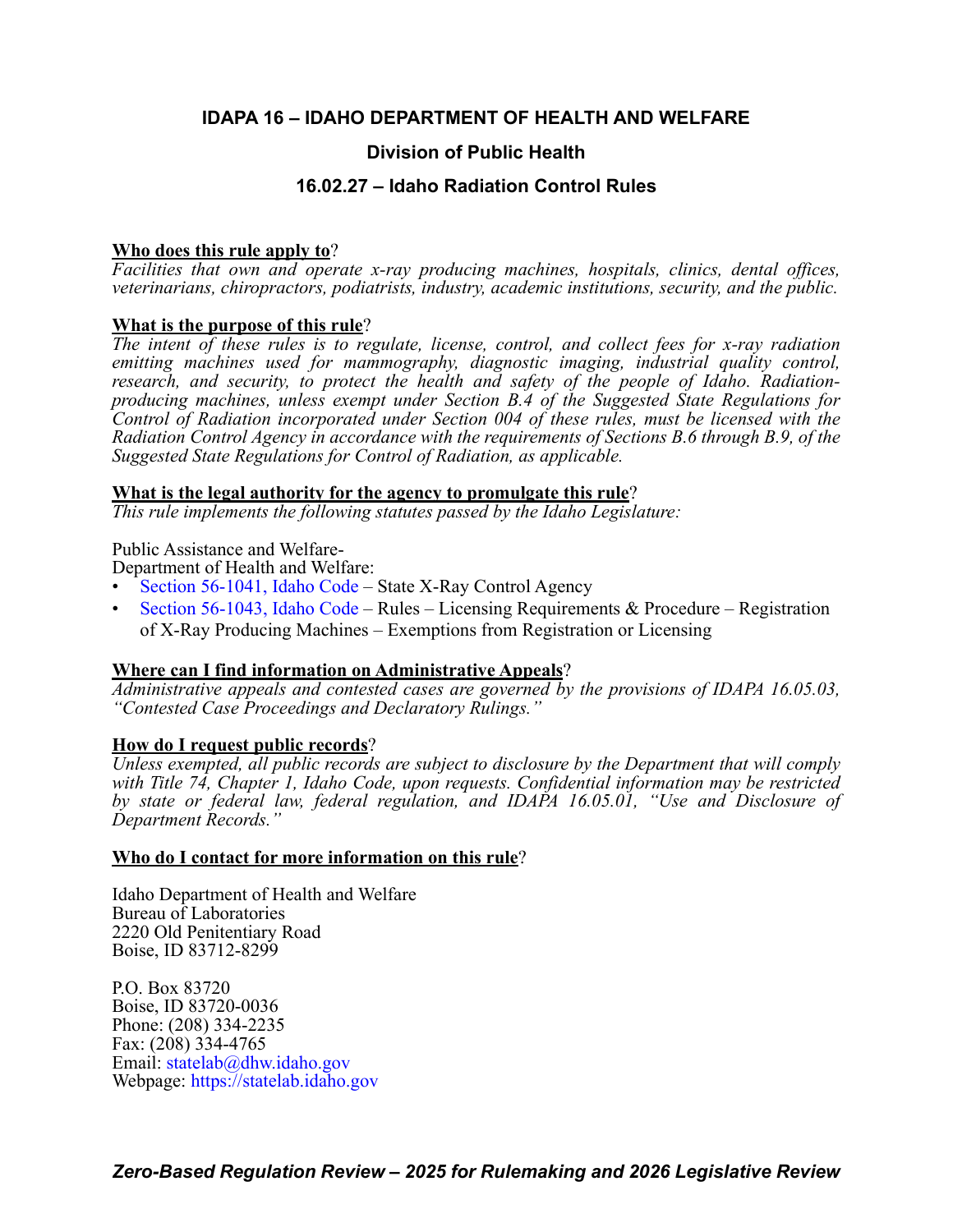# IDAPA 16 – IDAHO DEPARTMENT OF HEALTH AND WELFARE

## Division of Public Health

## 16.02.27 – Idaho Radiation Control Rules

**Who does this rule apply to**?

*Facilities that own and operate x-ray producing machines, hospitals, clinics, dental offices, veterinarians, chiropractors, podiatrists, industry, academic institutions, security, and the public.*

**What is the purpose of this rule**?

*The intent of these rules is to regulate, license, control, and collect fees for x-ray radiation emitting machines used for mammography, diagnostic imaging, industrial quality control, research, and security, to protect the health and safety of the people of Idaho. Radiation-producing machines, unless exempt under Section B.4 of the Suggested State Regulations for Control of Radiation incorporated under Section 004 of these rules, must be licensed with the Radiation Control Agency in accordance with the requirements of Sections B.6 through B.9, of the Suggested State Regulations for Control of Radiation, as applicable.*

**What is the legal authority for the agency to promulgate this rule**?

*This rule implements the following statutes passed by the Idaho Legislature:*

Public Assistance and Welfare-
Department of Health and Welfare:

- Section 56-1041, Idaho Code – State X-Ray Control Agency
- Section 56-1043, Idaho Code – Rules – Licensing Requirements & Procedure – Registration of X-Ray Producing Machines – Exemptions from Registration or Licensing

**Where can I find information on Administrative Appeals**?

*Administrative appeals and contested cases are governed by the provisions of IDAPA 16.05.03, "Contested Case Proceedings and Declaratory Rulings."*

**How do I request public records**?

*Unless exempted, all public records are subject to disclosure by the Department that will comply with Title 74, Chapter 1, Idaho Code, upon requests. Confidential information may be restricted by state or federal law, federal regulation, and IDAPA 16.05.01, "Use and Disclosure of Department Records."*

**Who do I contact for more information on this rule**?

Idaho Department of Health and Welfare
Bureau of Laboratories
2220 Old Penitentiary Road
Boise, ID 83712-8299

P.O. Box 83720
Boise, ID 83720-0036
Phone: (208) 334-2235
Fax: (208) 334-4765
Email: statelab@dhw.idaho.gov
Webpage: https://statelab.idaho.gov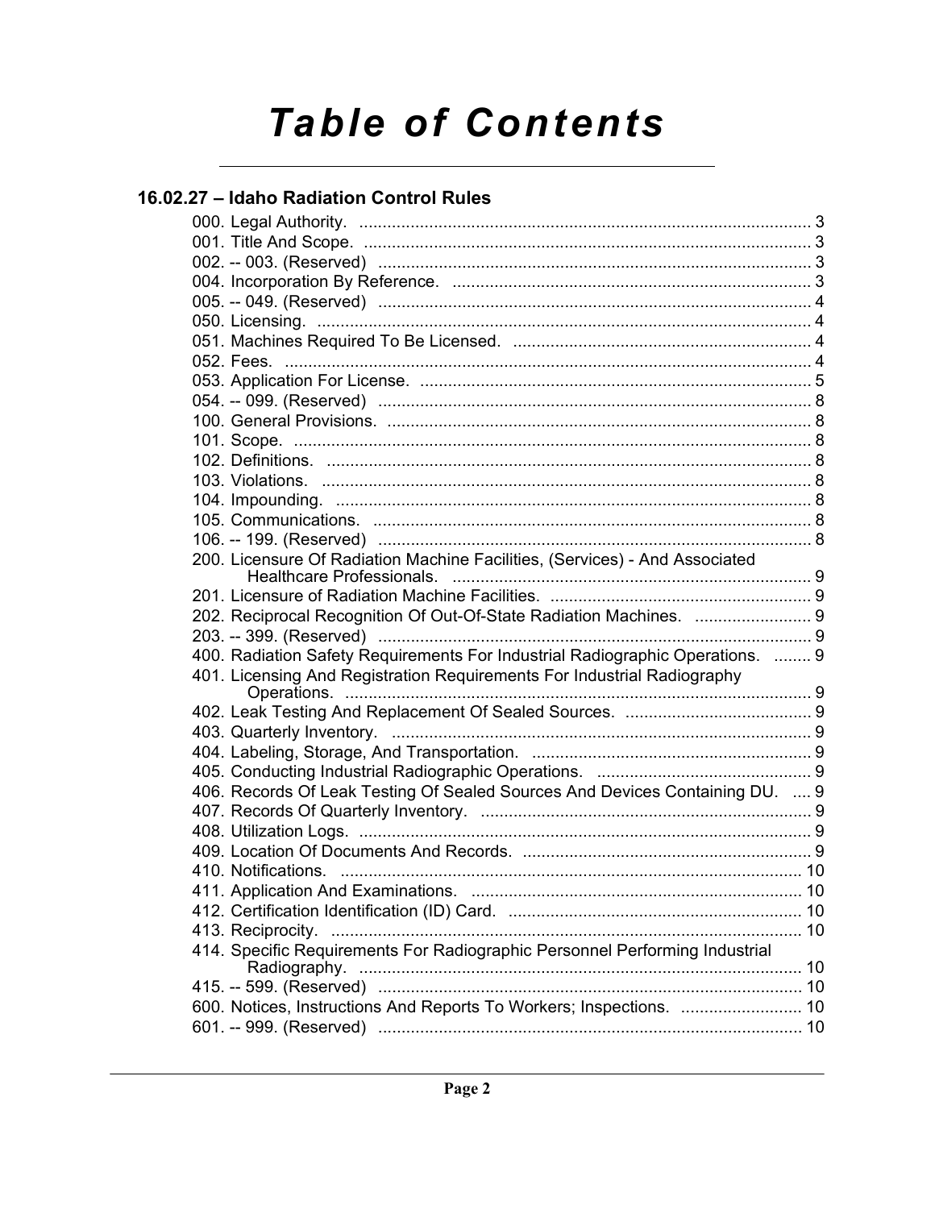# Table of Contents

## 16.02.27 – Idaho Radiation Control Rules

000. Legal Authority. .......... 3
001. Title And Scope. .......... 3
002. -- 003. (Reserved) .......... 3
004. Incorporation By Reference. .......... 3
005. -- 049. (Reserved) .......... 4
050. Licensing. .......... 4
051. Machines Required To Be Licensed. .......... 4
052. Fees. .......... 4
053. Application For License. .......... 5
054. -- 099. (Reserved) .......... 8
100. General Provisions. .......... 8
101. Scope. .......... 8
102. Definitions. .......... 8
103. Violations. .......... 8
104. Impounding. .......... 8
105. Communications. .......... 8
106. -- 199. (Reserved) .......... 8
200. Licensure Of Radiation Machine Facilities, (Services) - And Associated Healthcare Professionals. .......... 9
201. Licensure of Radiation Machine Facilities. .......... 9
202. Reciprocal Recognition Of Out-Of-State Radiation Machines. .......... 9
203. -- 399. (Reserved) .......... 9
400. Radiation Safety Requirements For Industrial Radiographic Operations. .......... 9
401. Licensing And Registration Requirements For Industrial Radiography Operations. .......... 9
402. Leak Testing And Replacement Of Sealed Sources. .......... 9
403. Quarterly Inventory. .......... 9
404. Labeling, Storage, And Transportation. .......... 9
405. Conducting Industrial Radiographic Operations. .......... 9
406. Records Of Leak Testing Of Sealed Sources And Devices Containing DU. .......... 9
407. Records Of Quarterly Inventory. .......... 9
408. Utilization Logs. .......... 9
409. Location Of Documents And Records. .......... 9
410. Notifications. .......... 10
411. Application And Examinations. .......... 10
412. Certification Identification (ID) Card. .......... 10
413. Reciprocity. .......... 10
414. Specific Requirements For Radiographic Personnel Performing Industrial Radiography. .......... 10
415. -- 599. (Reserved) .......... 10
600. Notices, Instructions And Reports To Workers; Inspections. .......... 10
601. -- 999. (Reserved) .......... 10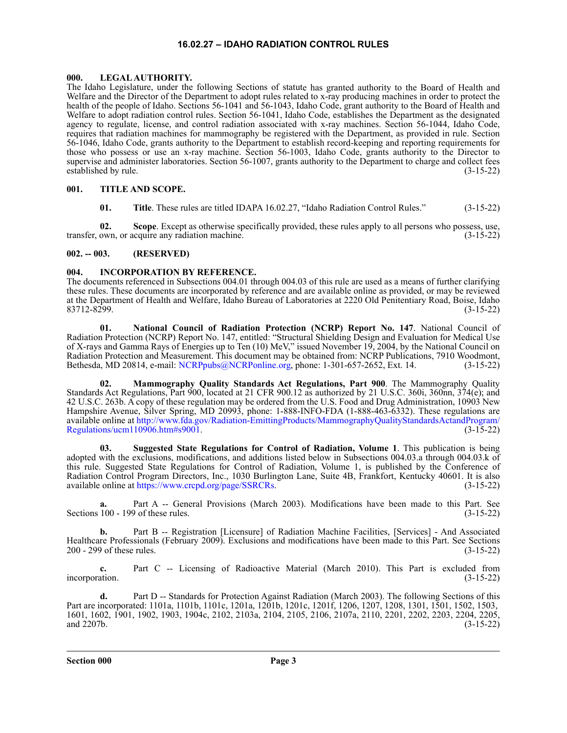# 16.02.27 – IDAHO RADIATION CONTROL RULES

## 000. LEGAL AUTHORITY.

The Idaho Legislature, under the following Sections of statute has granted authority to the Board of Health and Welfare and the Director of the Department to adopt rules related to x-ray producing machines in order to protect the health of the people of Idaho. Sections 56-1041 and 56-1043, Idaho Code, grant authority to the Board of Health and Welfare to adopt radiation control rules. Section 56-1041, Idaho Code, establishes the Department as the designated agency to regulate, license, and control radiation associated with x-ray machines. Section 56-1044, Idaho Code, requires that radiation machines for mammography be registered with the Department, as provided in rule. Section 56-1046, Idaho Code, grants authority to the Department to establish record-keeping and reporting requirements for those who possess or use an x-ray machine. Section 56-1003, Idaho Code, grants authority to the Director to supervise and administer laboratories. Section 56-1007, grants authority to the Department to charge and collect fees established by rule. (3-15-22)

## 001. TITLE AND SCOPE.

**01. Title**. These rules are titled IDAPA 16.02.27, "Idaho Radiation Control Rules." (3-15-22)

**02. Scope**. Except as otherwise specifically provided, these rules apply to all persons who possess, use, transfer, own, or acquire any radiation machine. (3-15-22)

## 002. -- 003. (RESERVED)

## 004. INCORPORATION BY REFERENCE.

The documents referenced in Subsections 004.01 through 004.03 of this rule are used as a means of further clarifying these rules. These documents are incorporated by reference and are available online as provided, or may be reviewed at the Department of Health and Welfare, Idaho Bureau of Laboratories at 2220 Old Penitentiary Road, Boise, Idaho 83712-8299. (3-15-22)

**01. National Council of Radiation Protection (NCRP) Report No. 147**. National Council of Radiation Protection (NCRP) Report No. 147, entitled: "Structural Shielding Design and Evaluation for Medical Use of X-rays and Gamma Rays of Energies up to Ten (10) MeV," issued November 19, 2004, by the National Council on Radiation Protection and Measurement. This document may be obtained from: NCRP Publications, 7910 Woodmont, Bethesda, MD 20814, e-mail: NCRPpubs@NCRPonline.org, phone: 1-301-657-2652, Ext. 14. (3-15-22)

**02. Mammography Quality Standards Act Regulations, Part 900**. The Mammography Quality Standards Act Regulations, Part 900, located at 21 CFR 900.12 as authorized by 21 U.S.C. 360i, 360nn, 374(e); and 42 U.S.C. 263b. A copy of these regulation may be ordered from the U.S. Food and Drug Administration, 10903 New Hampshire Avenue, Silver Spring, MD 20993, phone: 1-888-INFO-FDA (1-888-463-6332). These regulations are available online at http://www.fda.gov/Radiation-EmittingProducts/MammographyQualityStandardsActandProgram/Regulations/ucm110906.htm#s9001. (3-15-22)

**03. Suggested State Regulations for Control of Radiation, Volume 1**. This publication is being adopted with the exclusions, modifications, and additions listed below in Subsections 004.03.a through 004.03.k of this rule. Suggested State Regulations for Control of Radiation, Volume 1, is published by the Conference of Radiation Control Program Directors, Inc., 1030 Burlington Lane, Suite 4B, Frankfort, Kentucky 40601. It is also available online at https://www.crcpd.org/page/SSRCRs. (3-15-22)

**a.** Part A -- General Provisions (March 2003). Modifications have been made to this Part. See Sections 100 - 199 of these rules. (3-15-22)

**b.** Part B -- Registration [Licensure] of Radiation Machine Facilities, [Services] - And Associated Healthcare Professionals (February 2009). Exclusions and modifications have been made to this Part. See Sections 200 - 299 of these rules. (3-15-22)

**c.** Part C -- Licensing of Radioactive Material (March 2010). This Part is excluded from incorporation. (3-15-22)

**d.** Part D -- Standards for Protection Against Radiation (March 2003). The following Sections of this Part are incorporated: 1101a, 1101b, 1101c, 1201a, 1201b, 1201c, 1201f, 1206, 1207, 1208, 1301, 1501, 1502, 1503, 1601, 1602, 1901, 1902, 1903, 1904c, 2102, 2103a, 2104, 2105, 2106, 2107a, 2110, 2201, 2202, 2203, 2204, 2205, and 2207b. (3-15-22)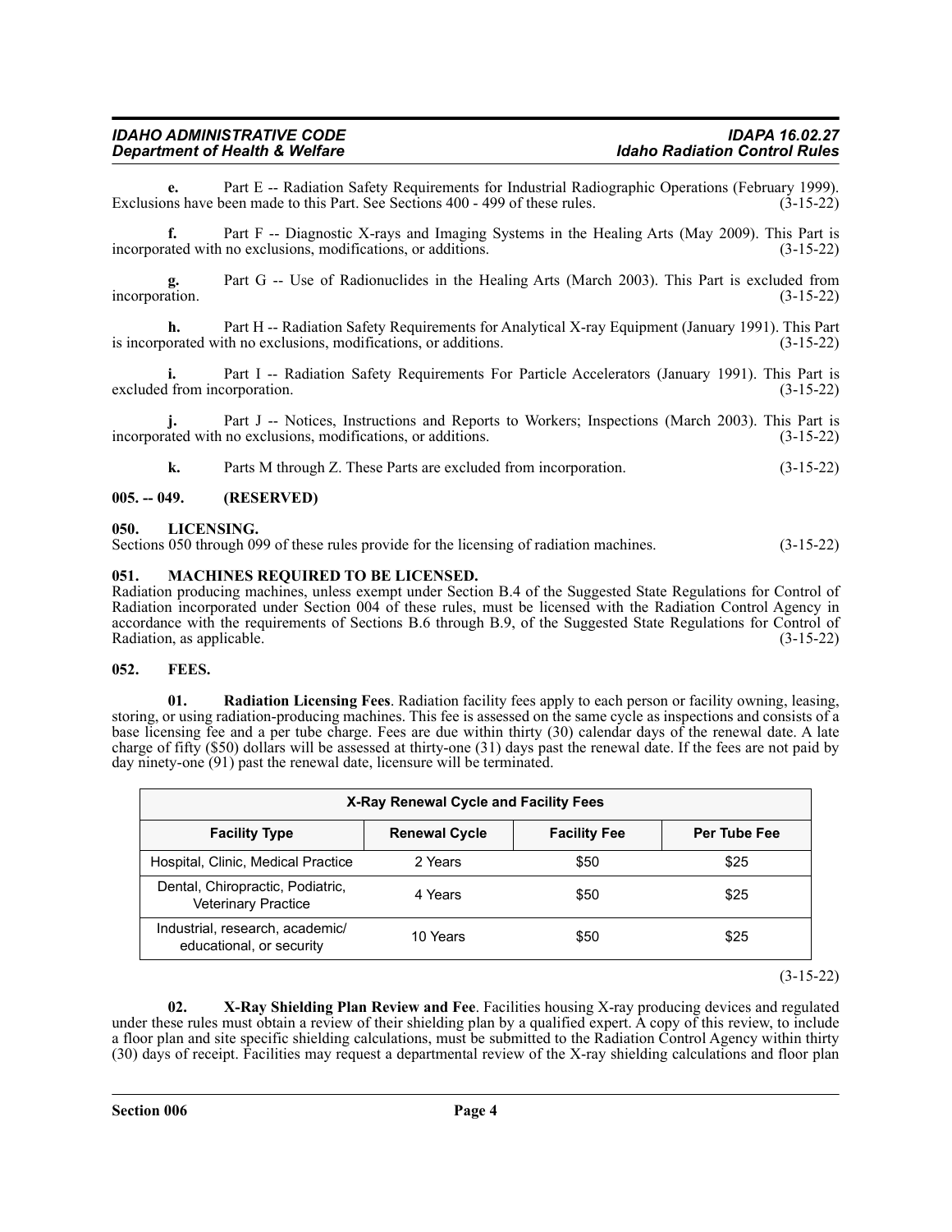**e.** Part E -- Radiation Safety Requirements for Industrial Radiographic Operations (February 1999). Exclusions have been made to this Part. See Sections 400 - 499 of these rules. (3-15-22)

**f.** Part F -- Diagnostic X-rays and Imaging Systems in the Healing Arts (May 2009). This Part is incorporated with no exclusions, modifications, or additions. (3-15-22)

**g.** Part G -- Use of Radionuclides in the Healing Arts (March 2003). This Part is excluded from incorporation. (3-15-22)

**h.** Part H -- Radiation Safety Requirements for Analytical X-ray Equipment (January 1991). This Part is incorporated with no exclusions, modifications, or additions. (3-15-22)

**i.** Part I -- Radiation Safety Requirements For Particle Accelerators (January 1991). This Part is excluded from incorporation. (3-15-22)

**j.** Part J -- Notices, Instructions and Reports to Workers; Inspections (March 2003). This Part is incorporated with no exclusions, modifications, or additions. (3-15-22)

**k.** Parts M through Z. These Parts are excluded from incorporation. (3-15-22)

**005. -- 049. (RESERVED)**

**050. LICENSING.**

Sections 050 through 099 of these rules provide for the licensing of radiation machines. (3-15-22)

**051. MACHINES REQUIRED TO BE LICENSED.**

Radiation producing machines, unless exempt under Section B.4 of the Suggested State Regulations for Control of Radiation incorporated under Section 004 of these rules, must be licensed with the Radiation Control Agency in accordance with the requirements of Sections B.6 through B.9, of the Suggested State Regulations for Control of Radiation, as applicable. (3-15-22)

**052. FEES.**

**01. Radiation Licensing Fees**. Radiation facility fees apply to each person or facility owning, leasing, storing, or using radiation-producing machines. This fee is assessed on the same cycle as inspections and consists of a base licensing fee and a per tube charge. Fees are due within thirty (30) calendar days of the renewal date. A late charge of fifty ($50) dollars will be assessed at thirty-one (31) days past the renewal date. If the fees are not paid by day ninety-one (91) past the renewal date, licensure will be terminated.

| X-Ray Renewal Cycle and Facility Fees | | | |
|---|---|---|---|
| **Facility Type** | **Renewal Cycle** | **Facility Fee** | **Per Tube Fee** |
| Hospital, Clinic, Medical Practice | 2 Years | $50 | $25 |
| Dental, Chiropractic, Podiatric, Veterinary Practice | 4 Years | $50 | $25 |
| Industrial, research, academic/ educational, or security | 10 Years | $50 | $25 |

(3-15-22)

**02. X-Ray Shielding Plan Review and Fee**. Facilities housing X-ray producing devices and regulated under these rules must obtain a review of their shielding plan by a qualified expert. A copy of this review, to include a floor plan and site specific shielding calculations, must be submitted to the Radiation Control Agency within thirty (30) days of receipt. Facilities may request a departmental review of the X-ray shielding calculations and floor plan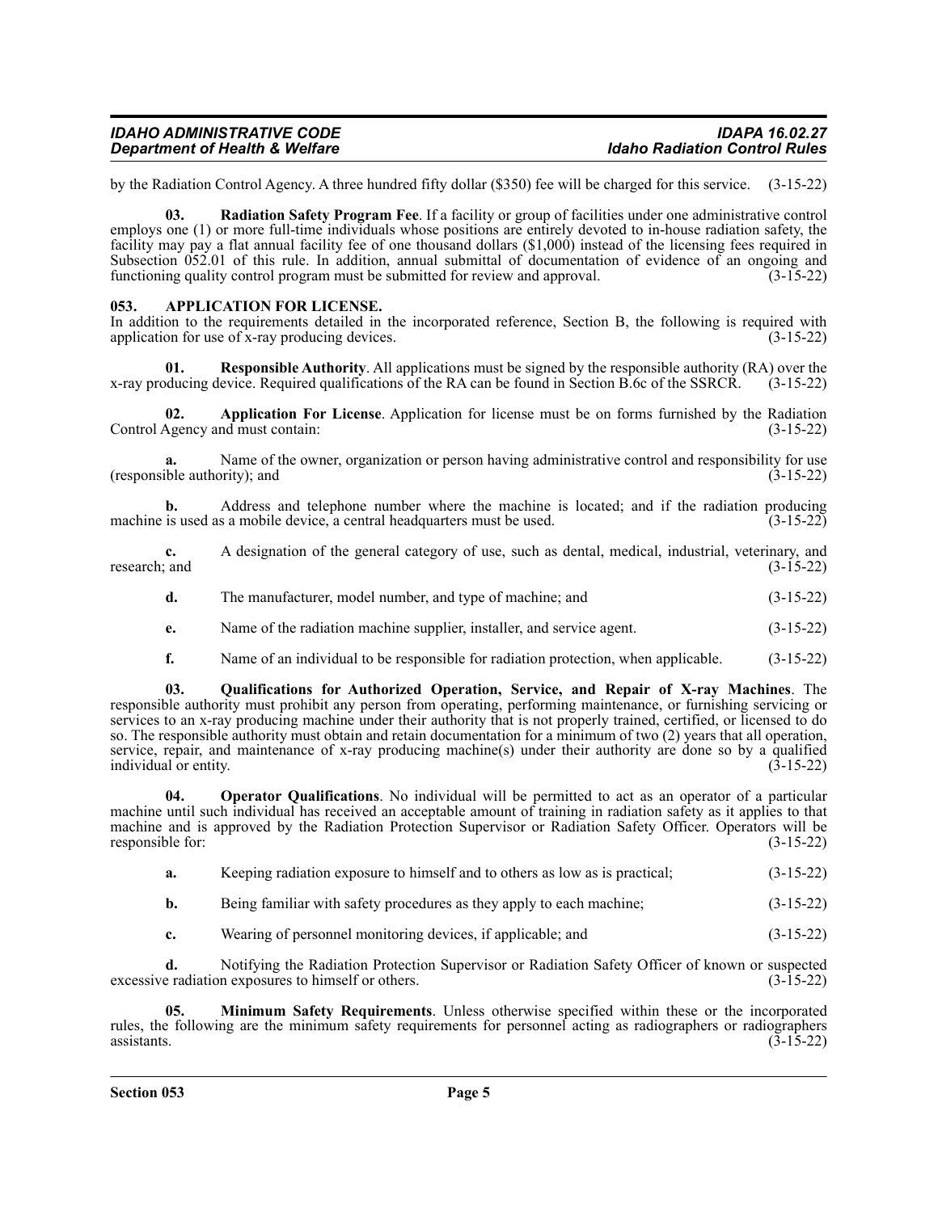by the Radiation Control Agency. A three hundred fifty dollar ($350) fee will be charged for this service. (3-15-22)

**03. Radiation Safety Program Fee**. If a facility or group of facilities under one administrative control employs one (1) or more full-time individuals whose positions are entirely devoted to in-house radiation safety, the facility may pay a flat annual facility fee of one thousand dollars ($1,000) instead of the licensing fees required in Subsection 052.01 of this rule. In addition, annual submittal of documentation of evidence of an ongoing and functioning quality control program must be submitted for review and approval. (3-15-22)

## 053. APPLICATION FOR LICENSE.

In addition to the requirements detailed in the incorporated reference, Section B, the following is required with application for use of x-ray producing devices. (3-15-22)

**01. Responsible Authority**. All applications must be signed by the responsible authority (RA) over the x-ray producing device. Required qualifications of the RA can be found in Section B.6c of the SSRCR. (3-15-22)

**02. Application For License**. Application for license must be on forms furnished by the Radiation Control Agency and must contain: (3-15-22)

**a.** Name of the owner, organization or person having administrative control and responsibility for use (responsible authority); and (3-15-22)

**b.** Address and telephone number where the machine is located; and if the radiation producing machine is used as a mobile device, a central headquarters must be used. (3-15-22)

**c.** A designation of the general category of use, such as dental, medical, industrial, veterinary, and research; and (3-15-22)

**d.** The manufacturer, model number, and type of machine; and (3-15-22)

**e.** Name of the radiation machine supplier, installer, and service agent. (3-15-22)

**f.** Name of an individual to be responsible for radiation protection, when applicable. (3-15-22)

**03. Qualifications for Authorized Operation, Service, and Repair of X-ray Machines**. The responsible authority must prohibit any person from operating, performing maintenance, or furnishing servicing or services to an x-ray producing machine under their authority that is not properly trained, certified, or licensed to do so. The responsible authority must obtain and retain documentation for a minimum of two (2) years that all operation, service, repair, and maintenance of x-ray producing machine(s) under their authority are done so by a qualified individual or entity. (3-15-22)

**04. Operator Qualifications**. No individual will be permitted to act as an operator of a particular machine until such individual has received an acceptable amount of training in radiation safety as it applies to that machine and is approved by the Radiation Protection Supervisor or Radiation Safety Officer. Operators will be responsible for: (3-15-22)

**a.** Keeping radiation exposure to himself and to others as low as is practical; (3-15-22)

**b.** Being familiar with safety procedures as they apply to each machine; (3-15-22)

**c.** Wearing of personnel monitoring devices, if applicable; and (3-15-22)

**d.** Notifying the Radiation Protection Supervisor or Radiation Safety Officer of known or suspected excessive radiation exposures to himself or others. (3-15-22)

**05. Minimum Safety Requirements**. Unless otherwise specified within these or the incorporated rules, the following are the minimum safety requirements for personnel acting as radiographers or radiographers assistants. (3-15-22)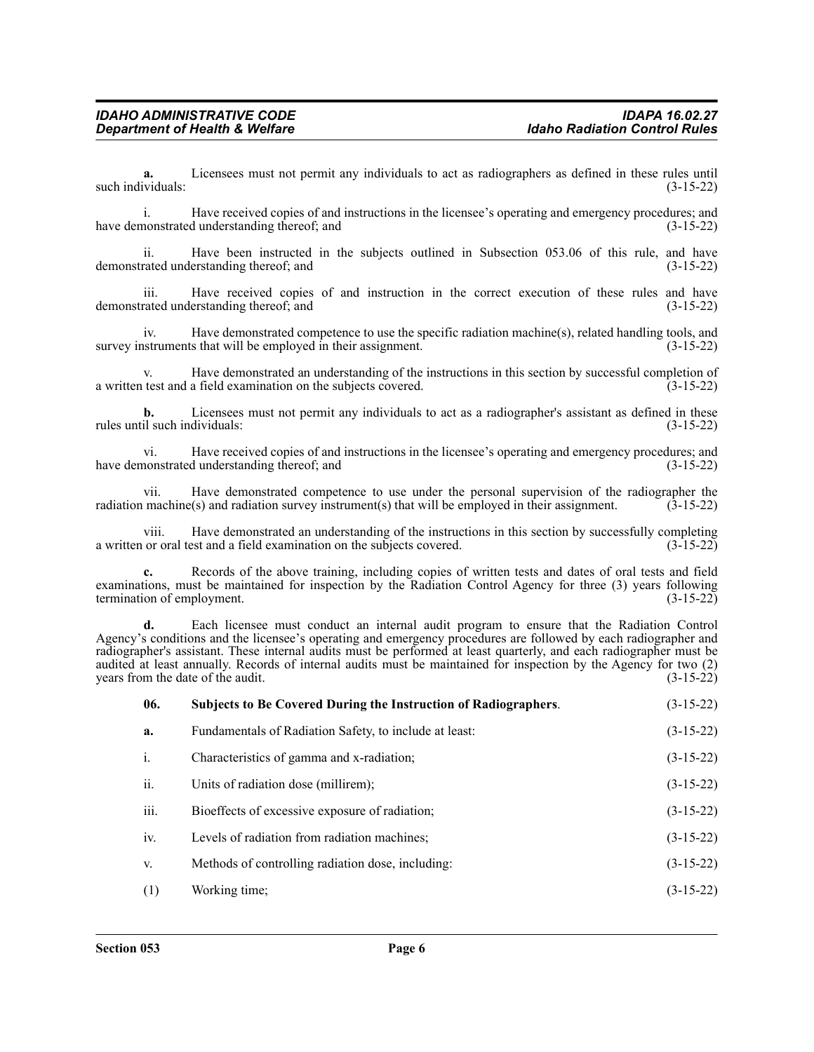**a.** Licensees must not permit any individuals to act as radiographers as defined in these rules until such individuals: (3-15-22)

i. Have received copies of and instructions in the licensee's operating and emergency procedures; and have demonstrated understanding thereof; and (3-15-22)

ii. Have been instructed in the subjects outlined in Subsection 053.06 of this rule, and have demonstrated understanding thereof; and (3-15-22)

iii. Have received copies of and instruction in the correct execution of these rules and have demonstrated understanding thereof; and (3-15-22)

iv. Have demonstrated competence to use the specific radiation machine(s), related handling tools, and survey instruments that will be employed in their assignment. (3-15-22)

v. Have demonstrated an understanding of the instructions in this section by successful completion of a written test and a field examination on the subjects covered. (3-15-22)

**b.** Licensees must not permit any individuals to act as a radiographer's assistant as defined in these rules until such individuals: (3-15-22)

vi. Have received copies of and instructions in the licensee's operating and emergency procedures; and have demonstrated understanding thereof; and (3-15-22)

vii. Have demonstrated competence to use under the personal supervision of the radiographer the radiation machine(s) and radiation survey instrument(s) that will be employed in their assignment. (3-15-22)

viii. Have demonstrated an understanding of the instructions in this section by successfully completing a written or oral test and a field examination on the subjects covered. (3-15-22)

**c.** Records of the above training, including copies of written tests and dates of oral tests and field examinations, must be maintained for inspection by the Radiation Control Agency for three (3) years following termination of employment. (3-15-22)

**d.** Each licensee must conduct an internal audit program to ensure that the Radiation Control Agency's conditions and the licensee's operating and emergency procedures are followed by each radiographer and radiographer's assistant. These internal audits must be performed at least quarterly, and each radiographer must be audited at least annually. Records of internal audits must be maintained for inspection by the Agency for two (2) years from the date of the audit. (3-15-22)

**06. Subjects to Be Covered During the Instruction of Radiographers.** (3-15-22)

**a.** Fundamentals of Radiation Safety, to include at least: (3-15-22)

i. Characteristics of gamma and x-radiation; (3-15-22)

ii. Units of radiation dose (millirem); (3-15-22)

iii. Bioeffects of excessive exposure of radiation; (3-15-22)

iv. Levels of radiation from radiation machines; (3-15-22)

v. Methods of controlling radiation dose, including: (3-15-22)

(1) Working time; (3-15-22)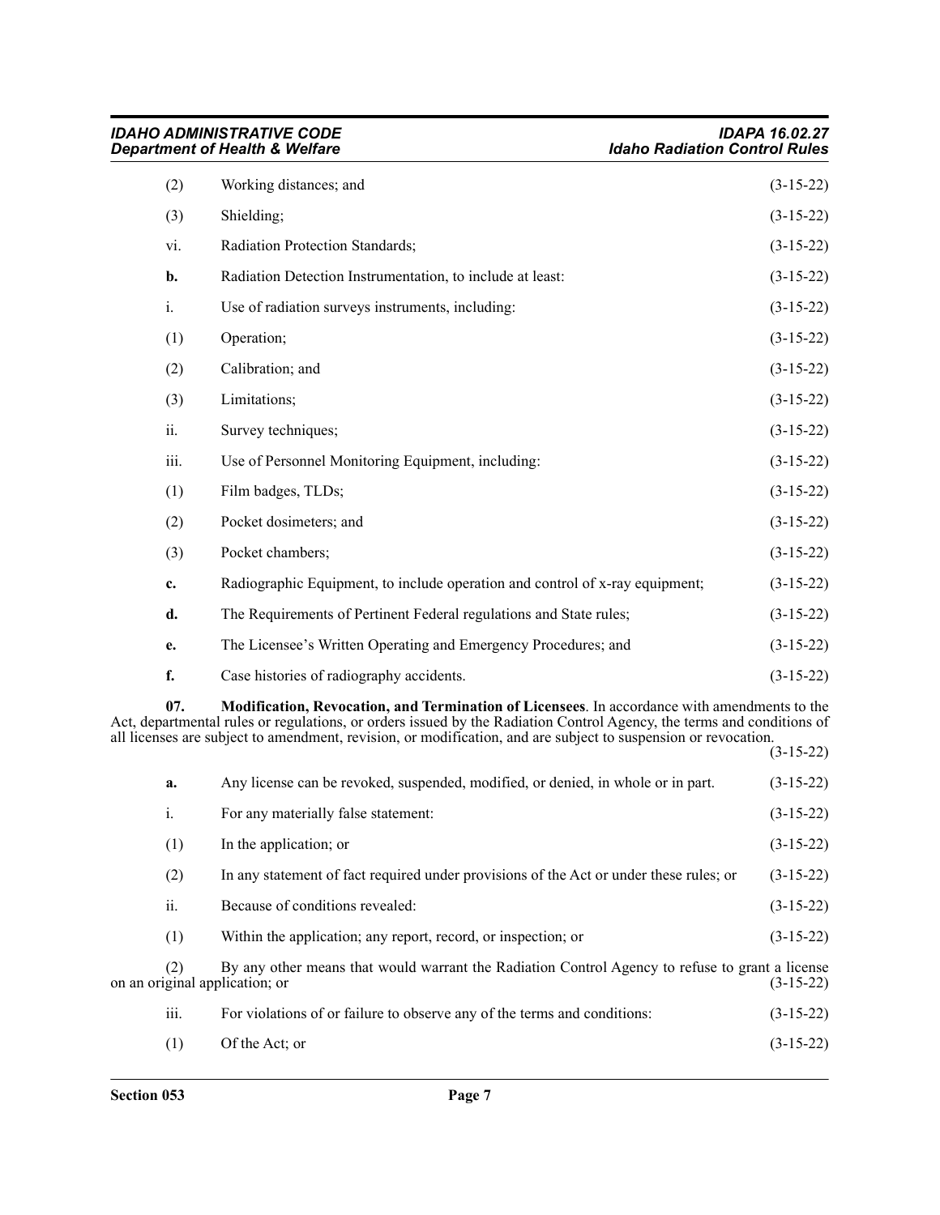(2) Working distances; and (3-15-22)

(3) Shielding; (3-15-22)

vi. Radiation Protection Standards; (3-15-22)

**b.** Radiation Detection Instrumentation, to include at least: (3-15-22)

i. Use of radiation surveys instruments, including: (3-15-22)

(1) Operation; (3-15-22)

(2) Calibration; and (3-15-22)

(3) Limitations; (3-15-22)

ii. Survey techniques; (3-15-22)

iii. Use of Personnel Monitoring Equipment, including: (3-15-22)

(1) Film badges, TLDs; (3-15-22)

(2) Pocket dosimeters; and (3-15-22)

(3) Pocket chambers; (3-15-22)

**c.** Radiographic Equipment, to include operation and control of x-ray equipment; (3-15-22)

**d.** The Requirements of Pertinent Federal regulations and State rules; (3-15-22)

**e.** The Licensee's Written Operating and Emergency Procedures; and (3-15-22)

**f.** Case histories of radiography accidents. (3-15-22)

**07. Modification, Revocation, and Termination of Licensees**. In accordance with amendments to the Act, departmental rules or regulations, or orders issued by the Radiation Control Agency, the terms and conditions of all licenses are subject to amendment, revision, or modification, and are subject to suspension or revocation. (3-15-22)

**a.** Any license can be revoked, suspended, modified, or denied, in whole or in part. (3-15-22)

i. For any materially false statement: (3-15-22)

(1) In the application; or (3-15-22)

(2) In any statement of fact required under provisions of the Act or under these rules; or (3-15-22)

ii. Because of conditions revealed: (3-15-22)

(1) Within the application; any report, record, or inspection; or (3-15-22)

(2) By any other means that would warrant the Radiation Control Agency to refuse to grant a license on an original application; or (3-15-22)

iii. For violations of or failure to observe any of the terms and conditions: (3-15-22)

(1) Of the Act; or (3-15-22)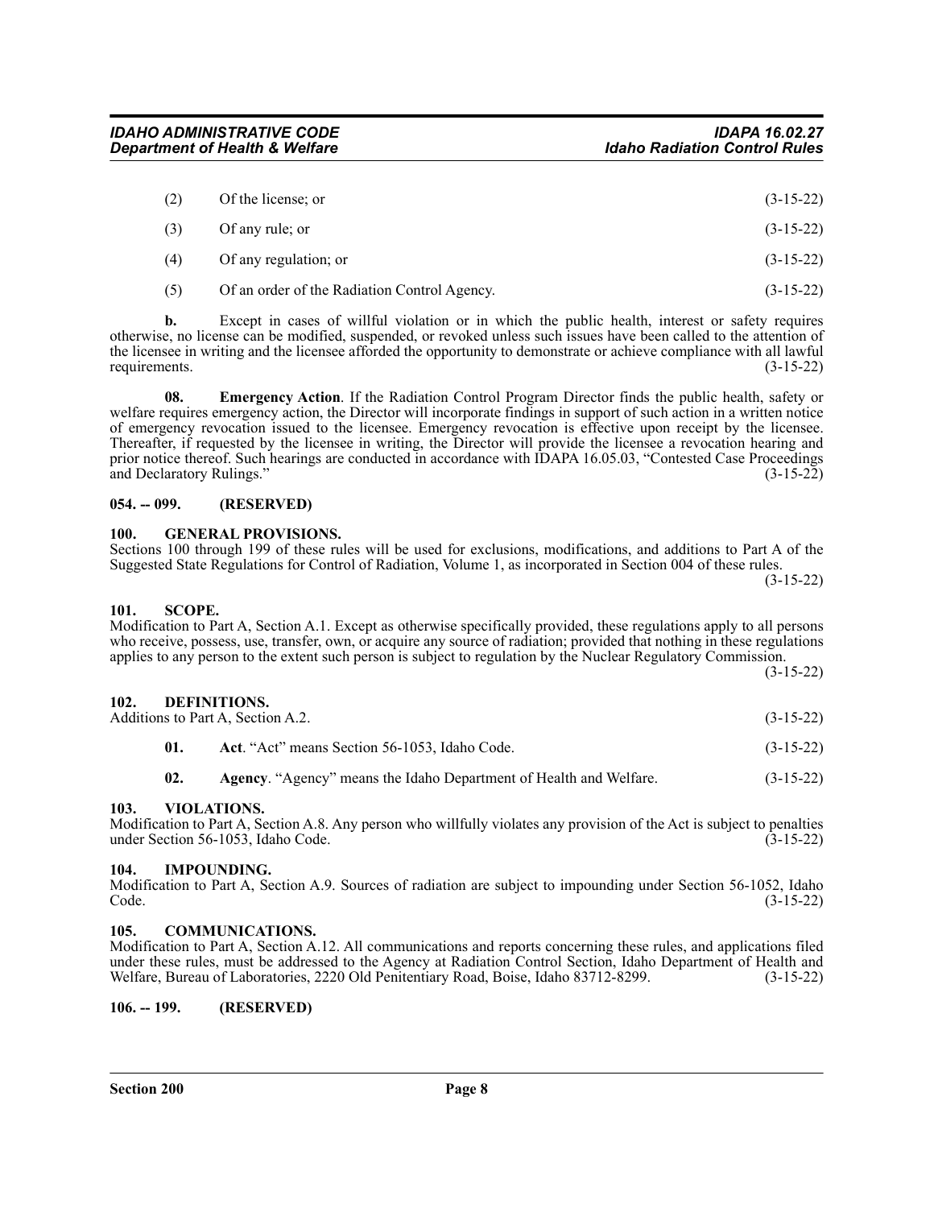(2) Of the license; or (3-15-22)

(3) Of any rule; or (3-15-22)

(4) Of any regulation; or (3-15-22)

(5) Of an order of the Radiation Control Agency. (3-15-22)

**b.** Except in cases of willful violation or in which the public health, interest or safety requires otherwise, no license can be modified, suspended, or revoked unless such issues have been called to the attention of the licensee in writing and the licensee afforded the opportunity to demonstrate or achieve compliance with all lawful requirements. (3-15-22)

**08. Emergency Action**. If the Radiation Control Program Director finds the public health, safety or welfare requires emergency action, the Director will incorporate findings in support of such action in a written notice of emergency revocation issued to the licensee. Emergency revocation is effective upon receipt by the licensee. Thereafter, if requested by the licensee in writing, the Director will provide the licensee a revocation hearing and prior notice thereof. Such hearings are conducted in accordance with IDAPA 16.05.03, "Contested Case Proceedings and Declaratory Rulings." (3-15-22)

## 054. -- 099. (RESERVED)

## 100. GENERAL PROVISIONS.

Sections 100 through 199 of these rules will be used for exclusions, modifications, and additions to Part A of the Suggested State Regulations for Control of Radiation, Volume 1, as incorporated in Section 004 of these rules. (3-15-22)

## 101. SCOPE.

Modification to Part A, Section A.1. Except as otherwise specifically provided, these regulations apply to all persons who receive, possess, use, transfer, own, or acquire any source of radiation; provided that nothing in these regulations applies to any person to the extent such person is subject to regulation by the Nuclear Regulatory Commission. (3-15-22)

## 102. DEFINITIONS.

Additions to Part A, Section A.2. (3-15-22)

**01. Act**. "Act" means Section 56-1053, Idaho Code. (3-15-22)

**02. Agency**. "Agency" means the Idaho Department of Health and Welfare. (3-15-22)

## 103. VIOLATIONS.

Modification to Part A, Section A.8. Any person who willfully violates any provision of the Act is subject to penalties under Section 56-1053, Idaho Code. (3-15-22)

## 104. IMPOUNDING.

Modification to Part A, Section A.9. Sources of radiation are subject to impounding under Section 56-1052, Idaho Code. (3-15-22)

## 105. COMMUNICATIONS.

Modification to Part A, Section A.12. All communications and reports concerning these rules, and applications filed under these rules, must be addressed to the Agency at Radiation Control Section, Idaho Department of Health and Welfare, Bureau of Laboratories, 2220 Old Penitentiary Road, Boise, Idaho 83712-8299. (3-15-22)

## 106. -- 199. (RESERVED)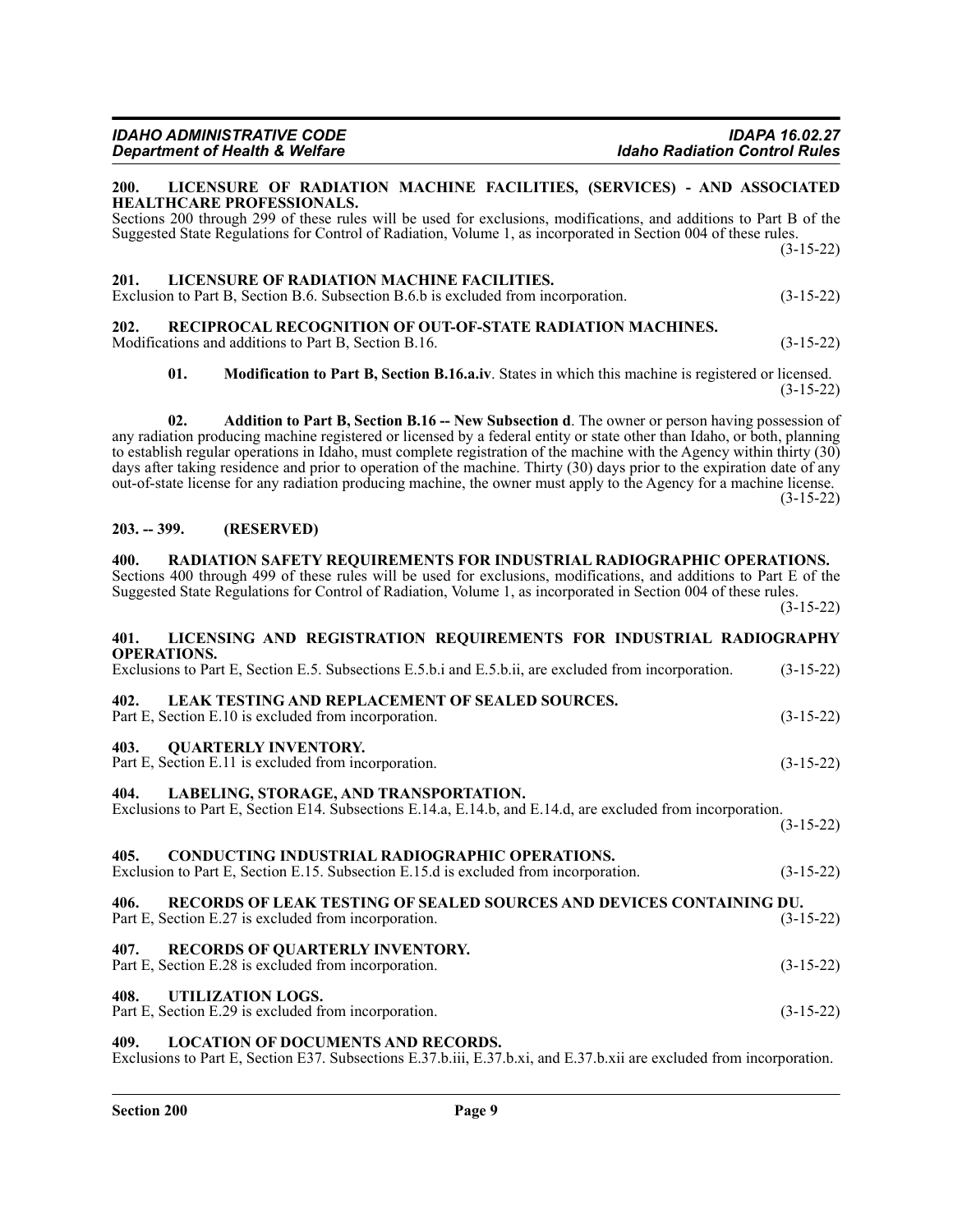## 200. LICENSURE OF RADIATION MACHINE FACILITIES, (SERVICES) - AND ASSOCIATED HEALTHCARE PROFESSIONALS.

Sections 200 through 299 of these rules will be used for exclusions, modifications, and additions to Part B of the Suggested State Regulations for Control of Radiation, Volume 1, as incorporated in Section 004 of these rules. (3-15-22)

## 201. LICENSURE OF RADIATION MACHINE FACILITIES.

Exclusion to Part B, Section B.6. Subsection B.6.b is excluded from incorporation. (3-15-22)

## 202. RECIPROCAL RECOGNITION OF OUT-OF-STATE RADIATION MACHINES.

Modifications and additions to Part B, Section B.16. (3-15-22)

**01. Modification to Part B, Section B.16.a.iv**. States in which this machine is registered or licensed. (3-15-22)

**02. Addition to Part B, Section B.16 -- New Subsection d**. The owner or person having possession of any radiation producing machine registered or licensed by a federal entity or state other than Idaho, or both, planning to establish regular operations in Idaho, must complete registration of the machine with the Agency within thirty (30) days after taking residence and prior to operation of the machine. Thirty (30) days prior to the expiration date of any out-of-state license for any radiation producing machine, the owner must apply to the Agency for a machine license. (3-15-22)

## 203. -- 399. (RESERVED)

## 400. RADIATION SAFETY REQUIREMENTS FOR INDUSTRIAL RADIOGRAPHIC OPERATIONS.

Sections 400 through 499 of these rules will be used for exclusions, modifications, and additions to Part E of the Suggested State Regulations for Control of Radiation, Volume 1, as incorporated in Section 004 of these rules. (3-15-22)

## 401. LICENSING AND REGISTRATION REQUIREMENTS FOR INDUSTRIAL RADIOGRAPHY OPERATIONS.

Exclusions to Part E, Section E.5. Subsections E.5.b.i and E.5.b.ii, are excluded from incorporation. (3-15-22)

## 402. LEAK TESTING AND REPLACEMENT OF SEALED SOURCES.

Part E, Section E.10 is excluded from incorporation. (3-15-22)

## 403. QUARTERLY INVENTORY.

Part E, Section E.11 is excluded from incorporation. (3-15-22)

## 404. LABELING, STORAGE, AND TRANSPORTATION.

Exclusions to Part E, Section E14. Subsections E.14.a, E.14.b, and E.14.d, are excluded from incorporation. (3-15-22)

## 405. CONDUCTING INDUSTRIAL RADIOGRAPHIC OPERATIONS.

Exclusion to Part E, Section E.15. Subsection E.15.d is excluded from incorporation. (3-15-22)

## 406. RECORDS OF LEAK TESTING OF SEALED SOURCES AND DEVICES CONTAINING DU.

Part E, Section E.27 is excluded from incorporation. (3-15-22)

## 407. RECORDS OF QUARTERLY INVENTORY.

Part E, Section E.28 is excluded from incorporation. (3-15-22)

## 408. UTILIZATION LOGS.

Part E, Section E.29 is excluded from incorporation. (3-15-22)

## 409. LOCATION OF DOCUMENTS AND RECORDS.

Exclusions to Part E, Section E37. Subsections E.37.b.iii, E.37.b.xi, and E.37.b.xii are excluded from incorporation.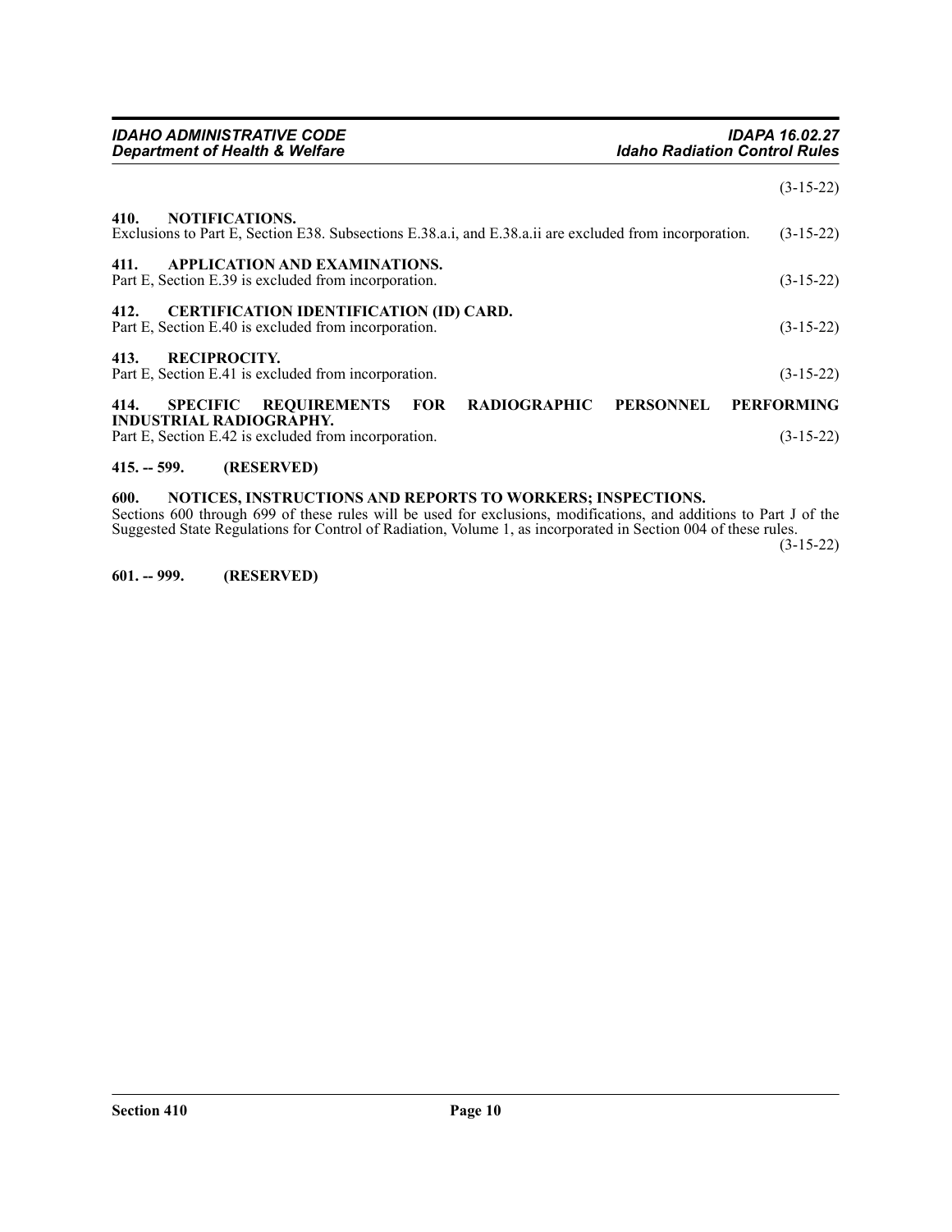(3-15-22)

**410. NOTIFICATIONS.**

Exclusions to Part E, Section E38. Subsections E.38.a.i, and E.38.a.ii are excluded from incorporation. (3-15-22)

**411. APPLICATION AND EXAMINATIONS.**

Part E, Section E.39 is excluded from incorporation. (3-15-22)

**412. CERTIFICATION IDENTIFICATION (ID) CARD.**

Part E, Section E.40 is excluded from incorporation. (3-15-22)

**413. RECIPROCITY.**

Part E, Section E.41 is excluded from incorporation. (3-15-22)

**414. SPECIFIC REQUIREMENTS FOR RADIOGRAPHIC PERSONNEL PERFORMING INDUSTRIAL RADIOGRAPHY.**

Part E, Section E.42 is excluded from incorporation. (3-15-22)

**415. -- 599. (RESERVED)**

**600. NOTICES, INSTRUCTIONS AND REPORTS TO WORKERS; INSPECTIONS.**

Sections 600 through 699 of these rules will be used for exclusions, modifications, and additions to Part J of the Suggested State Regulations for Control of Radiation, Volume 1, as incorporated in Section 004 of these rules. (3-15-22)

**601. -- 999. (RESERVED)**